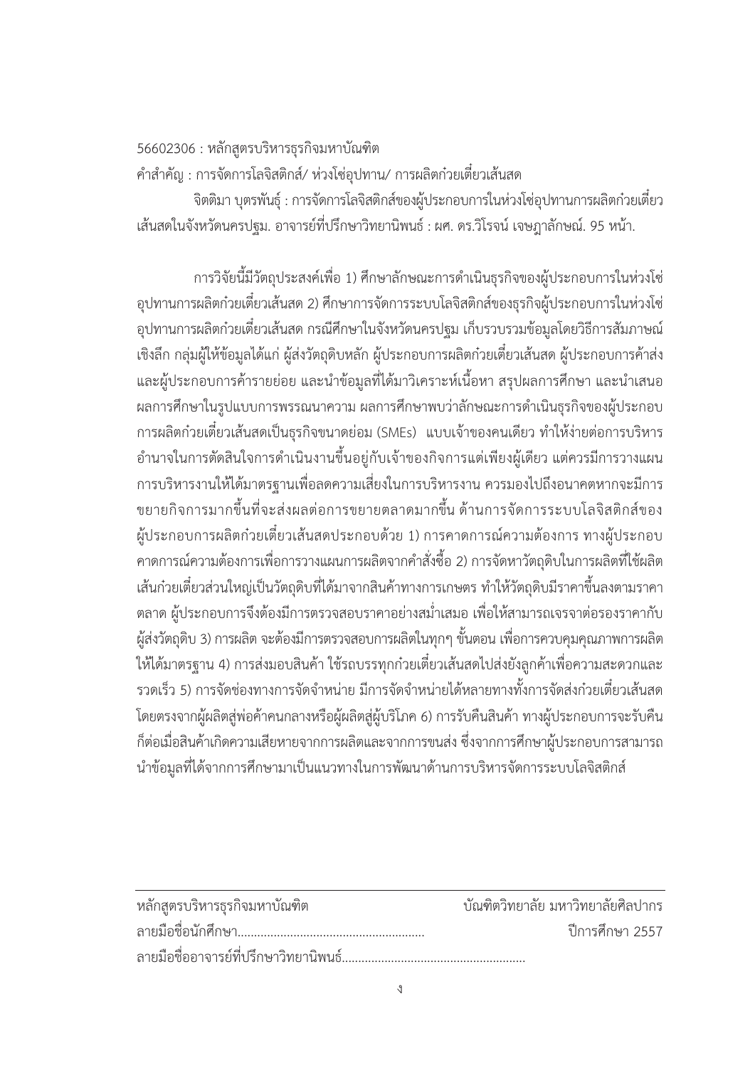56602306 : หลักสูตรบริหารธุรกิจมหาบัณฑิต

คำสำคัญ : การจัดการโลจิสติกส์/ ห่วงโซ่อุปทาน/ การผลิตก๋วยเตี๋ยวเส้นสด

จิตติมา บุตรพันธุ์ : การจัดการโลจิสติกส์ของผู้ประกอบการในห่วงโซ่อุปทานการผลิตก๋วยเตี๋ยวเส้นสดในจังหวัดนครปฐม. อาจารย์ที่ปรึกษาวิทยานิพนธ์ : ผศ. ดร.วิโรจน์ เจษฎาลักษณ์. 95 หน้า.

การวิจัยนี้มีวัตถุประสงค์เพื่อ 1) ศึกษาลักษณะการดำเนินธุรกิจของผู้ประกอบการในห่วงโซ่อุปทานการผลิตก๋วยเตี๋ยวเส้นสด 2) ศึกษาการจัดการระบบโลจิสติกส์ของธุรกิจผู้ประกอบการในห่วงโซ่อุปทานการผลิตก๋วยเตี๋ยวเส้นสด กรณีศึกษาในจังหวัดนครปฐม เก็บรวบรวมข้อมูลโดยวิธีการสัมภาษณ์เชิงลึก กลุ่มผู้ให้ข้อมูลได้แก่ ผู้ส่งวัตถุดิบหลัก ผู้ประกอบการผลิตก๋วยเตี๋ยวเส้นสด ผู้ประกอบการค้าส่ง และผู้ประกอบการค้ารายย่อย และนำข้อมูลที่ได้มาวิเคราะห์เนื้อหา สรุปผลการศึกษา และนำเสนอผลการศึกษาในรูปแบบการพรรณนาความ ผลการศึกษาพบว่าลักษณะการดำเนินธุรกิจของผู้ประกอบการผลิตก๋วยเตี๋ยวเส้นสดเป็นธุรกิจขนาดย่อม (SMEs) แบบเจ้าของคนเดียว ทำให้ง่ายต่อการบริหาร อำนาจในการตัดสินใจการดำเนินงานขึ้นอยู่กับเจ้าของกิจการแต่เพียงผู้เดียว แต่ควรมีการวางแผนการบริหารงานให้ได้มาตรฐานเพื่อลดความเสี่ยงในการบริหารงาน ควรมองไปถึงอนาคตหากจะมีการขยายกิจการมากขึ้นที่จะส่งผลต่อการขยายตลาดมากขึ้น ด้านการจัดการระบบโลจิสติกส์ของผู้ประกอบการผลิตก๋วยเตี๋ยวเส้นสดประกอบด้วย 1) การคาดการณ์ความต้องการ ทางผู้ประกอบคาดการณ์ความต้องการเพื่อการวางแผนการผลิตจากคำสั่งซื้อ 2) การจัดหาวัตถุดิบในการผลิตที่ใช้ผลิตเส้นก๋วยเตี๋ยวส่วนใหญ่เป็นวัตถุดิบที่ได้มาจากสินค้าทางการเกษตร ทำให้วัตถุดิบมีราคาขึ้นลงตามราคาตลาด ผู้ประกอบการจึงต้องมีการตรวจสอบราคาอย่างสม่ำเสมอ เพื่อให้สามารถเจรจาต่อรองราคากับผู้ส่งวัตถุดิบ 3) การผลิต จะต้องมีการตรวจสอบการผลิตในทุกๆ ขั้นตอน เพื่อการควบคุมคุณภาพการผลิตให้ได้มาตรฐาน 4) การส่งมอบสินค้า ใช้รถบรรทุกก๋วยเตี๋ยวเส้นสดไปส่งยังลูกค้าเพื่อความสะดวกและรวดเร็ว 5) การจัดช่องทางการจัดจำหน่าย มีการจัดจำหน่ายได้หลายทางทั้งการจัดส่งก๋วยเตี๋ยวเส้นสดโดยตรงจากผู้ผลิตสู่พ่อค้าคนกลางหรือผู้ผลิตสู่ผู้บริโภค 6) การรับคืนสินค้า ทางผู้ประกอบการจะรับคืนก็ต่อเมื่อสินค้าเกิดความเสียหายจากการผลิตและจากการขนส่ง ซึ่งจากการศึกษาผู้ประกอบการสามารถนำข้อมูลที่ได้จากการศึกษามาเป็นแนวทางในการพัฒนาด้านการบริหารจัดการระบบโลจิสติกส์

---

หลักสูตรบริหารธุรกิจมหาบัณฑิต บัณฑิตวิทยาลัย มหาวิทยาลัยศิลปากร

ลายมือชื่อนักศึกษา........................................................ ปีการศึกษา 2557

ลายมือชื่ออาจารย์ที่ปรึกษาวิทยานิพนธ์........................................................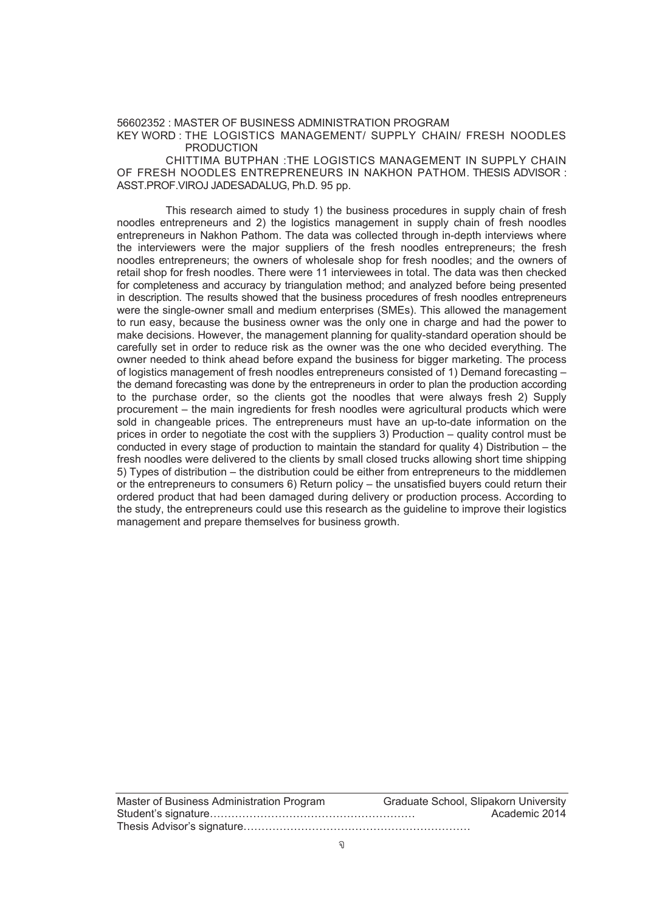56602352 : MASTER OF BUSINESS ADMINISTRATION PROGRAM

KEY WORD : THE LOGISTICS MANAGEMENT/ SUPPLY CHAIN/ FRESH NOODLES PRODUCTION

CHITTIMA BUTPHAN :THE LOGISTICS MANAGEMENT IN SUPPLY CHAIN OF FRESH NOODLES ENTREPRENEURS IN NAKHON PATHOM. THESIS ADVISOR : ASST.PROF.VIROJ JADESADALUG, Ph.D. 95 pp.

This research aimed to study 1) the business procedures in supply chain of fresh noodles entrepreneurs and 2) the logistics management in supply chain of fresh noodles entrepreneurs in Nakhon Pathom. The data was collected through in-depth interviews where the interviewers were the major suppliers of the fresh noodles entrepreneurs; the fresh noodles entrepreneurs; the owners of wholesale shop for fresh noodles; and the owners of retail shop for fresh noodles. There were 11 interviewees in total. The data was then checked for completeness and accuracy by triangulation method; and analyzed before being presented in description. The results showed that the business procedures of fresh noodles entrepreneurs were the single-owner small and medium enterprises (SMEs). This allowed the management to run easy, because the business owner was the only one in charge and had the power to make decisions. However, the management planning for quality-standard operation should be carefully set in order to reduce risk as the owner was the one who decided everything. The owner needed to think ahead before expand the business for bigger marketing. The process of logistics management of fresh noodles entrepreneurs consisted of 1) Demand forecasting – the demand forecasting was done by the entrepreneurs in order to plan the production according to the purchase order, so the clients got the noodles that were always fresh 2) Supply procurement – the main ingredients for fresh noodles were agricultural products which were sold in changeable prices. The entrepreneurs must have an up-to-date information on the prices in order to negotiate the cost with the suppliers 3) Production – quality control must be conducted in every stage of production to maintain the standard for quality 4) Distribution – the fresh noodles were delivered to the clients by small closed trucks allowing short time shipping 5) Types of distribution – the distribution could be either from entrepreneurs to the middlemen or the entrepreneurs to consumers 6) Return policy – the unsatisfied buyers could return their ordered product that had been damaged during delivery or production process. According to the study, the entrepreneurs could use this research as the guideline to improve their logistics management and prepare themselves for business growth.

Master of Business Administration Program Graduate School, Slipakorn University

Student's signature…………………………………………………… Academic 2014

Thesis Advisor's signature………………………………………………………